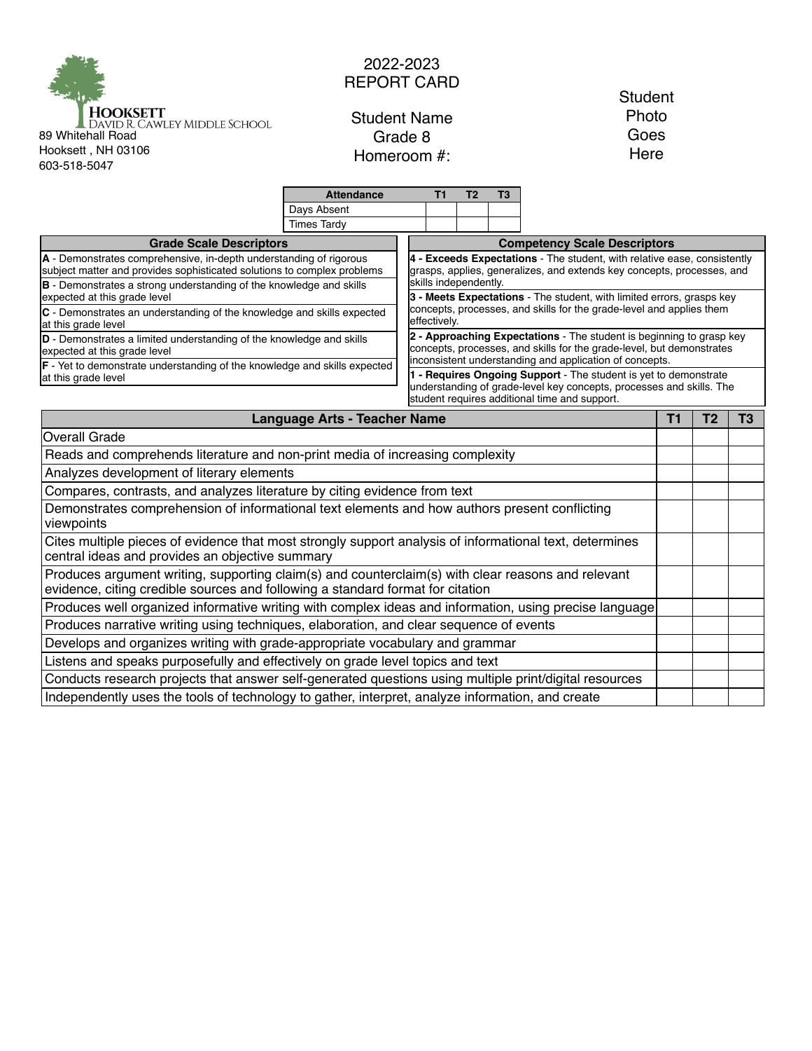**HOOKSETT**
DAVID R. CAWLEY MIDDLE SCHOOL
89 Whitehall Road
Hooksett , NH 03106
603-518-5047

# 2022-2023
# REPORT CARD

Student Name
Grade 8
Homeroom #:

Student Photo Goes Here

| Attendance | T1 | T2 | T3 |
|---|---|---|---|
| Days Absent | | | |
| Times Tardy | | | |

| Grade Scale Descriptors |
|---|
| **A** - Demonstrates comprehensive, in-depth understanding of rigorous subject matter and provides sophisticated solutions to complex problems |
| **B** - Demonstrates a strong understanding of the knowledge and skills expected at this grade level |
| **C** - Demonstrates an understanding of the knowledge and skills expected at this grade level |
| **D** - Demonstrates a limited understanding of the knowledge and skills expected at this grade level |
| **F** - Yet to demonstrate understanding of the knowledge and skills expected at this grade level |

| Competency Scale Descriptors |
|---|
| **4 - Exceeds Expectations** - The student, with relative ease, consistently grasps, applies, generalizes, and extends key concepts, processes, and skills independently. |
| **3 - Meets Expectations** - The student, with limited errors, grasps key concepts, processes, and skills for the grade-level and applies them effectively. |
| **2 - Approaching Expectations** - The student is beginning to grasp key concepts, processes, and skills for the grade-level, but demonstrates inconsistent understanding and application of concepts. |
| **1 - Requires Ongoing Support** - The student is yet to demonstrate understanding of grade-level key concepts, processes and skills. The student requires additional time and support. |

| Language Arts - Teacher Name | T1 | T2 | T3 |
|---|---|---|---|
| Overall Grade | | | |
| Reads and comprehends literature and non-print media of increasing complexity | | | |
| Analyzes development of literary elements | | | |
| Compares, contrasts, and analyzes literature by citing evidence from text | | | |
| Demonstrates comprehension of informational text elements and how authors present conflicting viewpoints | | | |
| Cites multiple pieces of evidence that most strongly support analysis of informational text, determines central ideas and provides an objective summary | | | |
| Produces argument writing, supporting claim(s) and counterclaim(s) with clear reasons and relevant evidence, citing credible sources and following a standard format for citation | | | |
| Produces well organized informative writing with complex ideas and information, using precise language | | | |
| Produces narrative writing using techniques, elaboration, and clear sequence of events | | | |
| Develops and organizes writing with grade-appropriate vocabulary and grammar | | | |
| Listens and speaks purposefully and effectively on grade level topics and text | | | |
| Conducts research projects that answer self-generated questions using multiple print/digital resources | | | |
| Independently uses the tools of technology to gather, interpret, analyze information, and create | | | |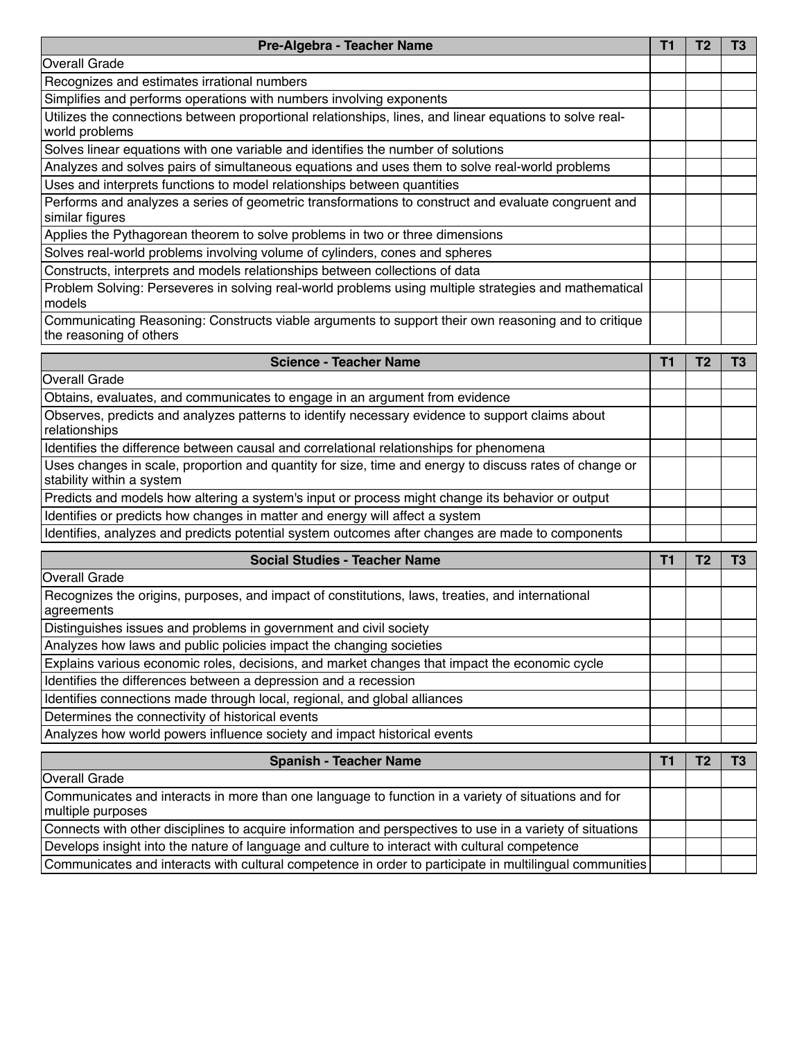| Pre-Algebra - Teacher Name | T1 | T2 | T3 |
|---|---|---|---|
| Overall Grade | | | |
| Recognizes and estimates irrational numbers | | | |
| Simplifies and performs operations with numbers involving exponents | | | |
| Utilizes the connections between proportional relationships, lines, and linear equations to solve real-world problems | | | |
| Solves linear equations with one variable and identifies the number of solutions | | | |
| Analyzes and solves pairs of simultaneous equations and uses them to solve real-world problems | | | |
| Uses and interprets functions to model relationships between quantities | | | |
| Performs and analyzes a series of geometric transformations to construct and evaluate congruent and similar figures | | | |
| Applies the Pythagorean theorem to solve problems in two or three dimensions | | | |
| Solves real-world problems involving volume of cylinders, cones and spheres | | | |
| Constructs, interprets and models relationships between collections of data | | | |
| Problem Solving: Perseveres in solving real-world problems using multiple strategies and mathematical models | | | |
| Communicating Reasoning: Constructs viable arguments to support their own reasoning and to critique the reasoning of others | | | |

| Science - Teacher Name | T1 | T2 | T3 |
|---|---|---|---|
| Overall Grade | | | |
| Obtains, evaluates, and communicates to engage in an argument from evidence | | | |
| Observes, predicts and analyzes patterns to identify necessary evidence to support claims about relationships | | | |
| Identifies the difference between causal and correlational relationships for phenomena | | | |
| Uses changes in scale, proportion and quantity for size, time and energy to discuss rates of change or stability within a system | | | |
| Predicts and models how altering a system's input or process might change its behavior or output | | | |
| Identifies or predicts how changes in matter and energy will affect a system | | | |
| Identifies, analyzes and predicts potential system outcomes after changes are made to components | | | |

| Social Studies - Teacher Name | T1 | T2 | T3 |
|---|---|---|---|
| Overall Grade | | | |
| Recognizes the origins, purposes, and impact of constitutions, laws, treaties, and international agreements | | | |
| Distinguishes issues and problems in government and civil society | | | |
| Analyzes how laws and public policies impact the changing societies | | | |
| Explains various economic roles, decisions, and market changes that impact the economic cycle | | | |
| Identifies the differences between a depression and a recession | | | |
| Identifies connections made through local, regional, and global alliances | | | |
| Determines the connectivity of historical events | | | |
| Analyzes how world powers influence society and impact historical events | | | |

| Spanish - Teacher Name | T1 | T2 | T3 |
|---|---|---|---|
| Overall Grade | | | |
| Communicates and interacts in more than one language to function in a variety of situations and for multiple purposes | | | |
| Connects with other disciplines to acquire information and perspectives to use in a variety of situations | | | |
| Develops insight into the nature of language and culture to interact with cultural competence | | | |
| Communicates and interacts with cultural competence in order to participate in multilingual communities | | | |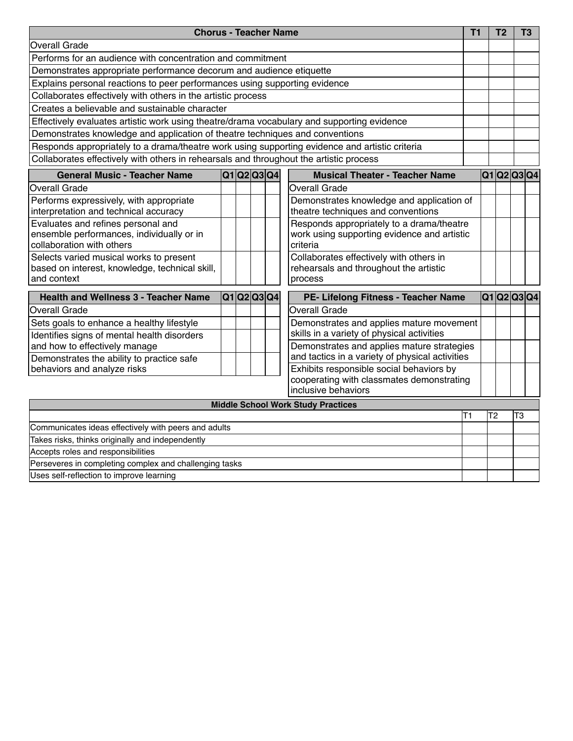| Chorus - Teacher Name | T1 | T2 | T3 |
|---|---|---|---|
| Overall Grade | | | |
| Performs for an audience with concentration and commitment | | | |
| Demonstrates appropriate performance decorum and audience etiquette | | | |
| Explains personal reactions to peer performances using supporting evidence | | | |
| Collaborates effectively with others in the artistic process | | | |
| Creates a believable and sustainable character | | | |
| Effectively evaluates artistic work using theatre/drama vocabulary and supporting evidence | | | |
| Demonstrates knowledge and application of theatre techniques and conventions | | | |
| Responds appropriately to a drama/theatre work using supporting evidence and artistic criteria | | | |
| Collaborates effectively with others in rehearsals and throughout the artistic process | | | |

| General Music - Teacher Name | Q1 | Q2 | Q3 | Q4 |
|---|---|---|---|---|
| Overall Grade | | | | |
| Performs expressively, with appropriate interpretation and technical accuracy | | | | |
| Evaluates and refines personal and ensemble performances, individually or in collaboration with others | | | | |
| Selects varied musical works to present based on interest, knowledge, technical skill, and context | | | | |

| Musical Theater - Teacher Name | Q1 | Q2 | Q3 | Q4 |
|---|---|---|---|---|
| Overall Grade | | | | |
| Demonstrates knowledge and application of theatre techniques and conventions | | | | |
| Responds appropriately to a drama/theatre work using supporting evidence and artistic criteria | | | | |
| Collaborates effectively with others in rehearsals and throughout the artistic process | | | | |

| Health and Wellness 3 - Teacher Name | Q1 | Q2 | Q3 | Q4 |
|---|---|---|---|---|
| Overall Grade | | | | |
| Sets goals to enhance a healthy lifestyle | | | | |
| Identifies signs of mental health disorders and how to effectively manage | | | | |
| Demonstrates the ability to practice safe behaviors and analyze risks | | | | |

| PE- Lifelong Fitness - Teacher Name | Q1 | Q2 | Q3 | Q4 |
|---|---|---|---|---|
| Overall Grade | | | | |
| Demonstrates and applies mature movement skills in a variety of physical activities | | | | |
| Demonstrates and applies mature strategies and tactics in a variety of physical activities | | | | |
| Exhibits responsible social behaviors by cooperating with classmates demonstrating inclusive behaviors | | | | |

| Middle School Work Study Practices | | | |
|---|---|---|---|
| | T1 | T2 | T3 |
| Communicates ideas effectively with peers and adults | | | |
| Takes risks, thinks originally and independently | | | |
| Accepts roles and responsibilities | | | |
| Perseveres in completing complex and challenging tasks | | | |
| Uses self-reflection to improve learning | | | |